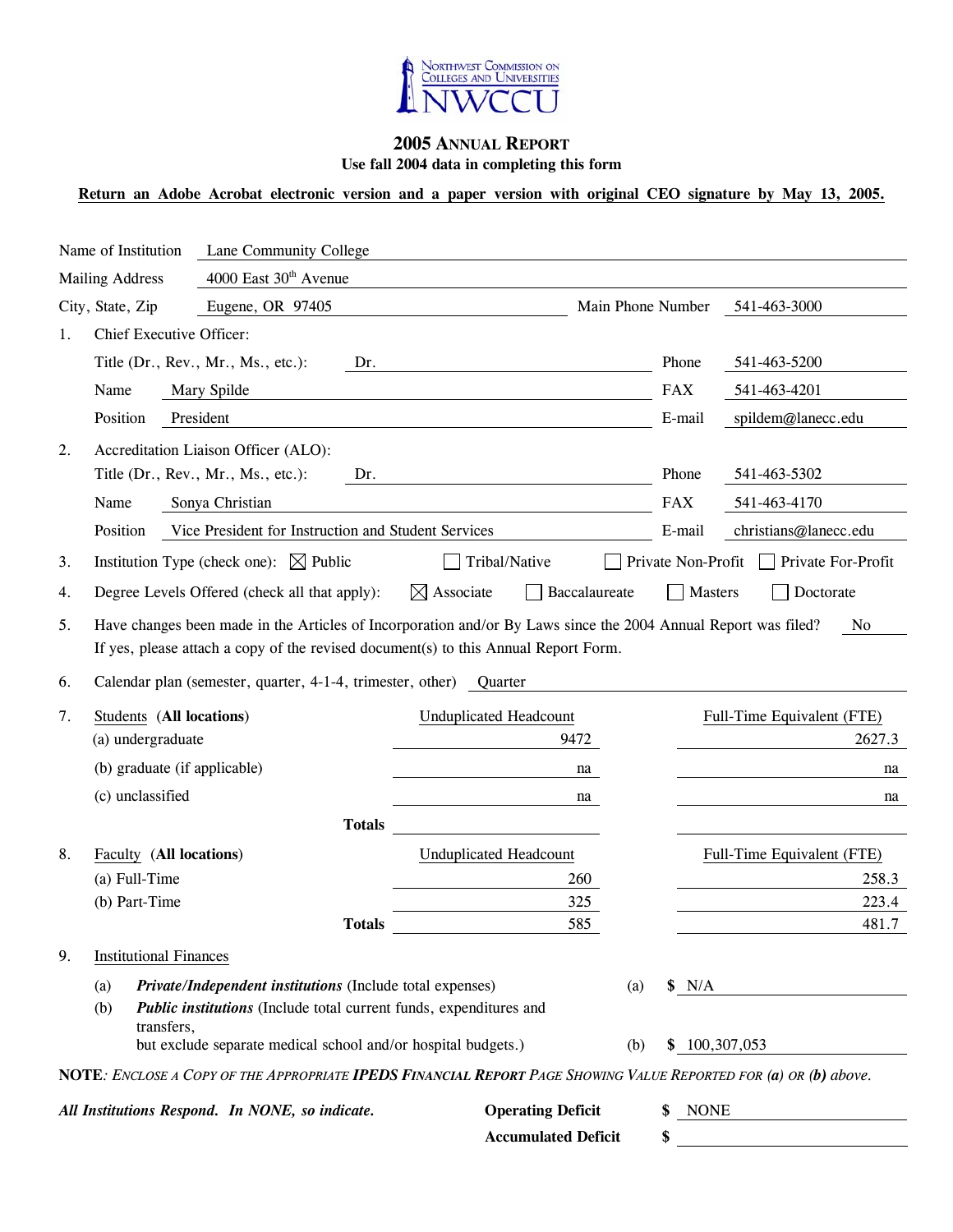NORTHWEST COMMISSION ON COLLEGES AND UNIVERSITIES
NWCCU

# 2005 ANNUAL REPORT

**Use fall 2004 data in completing this form**

**Return an Adobe Acrobat electronic version and a paper version with original CEO signature by May 13, 2005.**

Name of Institution: Lane Community College

Mailing Address: 4000 East 30th Avenue

City, State, Zip: Eugene, OR 97405 — Main Phone Number: 541-463-3000

1. Chief Executive Officer:
   - Title (Dr., Rev., Mr., Ms., etc.): Dr. — Phone: 541-463-5200
   - Name: Mary Spilde — FAX: 541-463-4201
   - Position: President — E-mail: spildem@lanecc.edu

2. Accreditation Liaison Officer (ALO):
   - Title (Dr., Rev., Mr., Ms., etc.): Dr. — Phone: 541-463-5302
   - Name: Sonya Christian — FAX: 541-463-4170
   - Position: Vice President for Instruction and Student Services — E-mail: christians@lanecc.edu

3. Institution Type (check one): ☒ Public ☐ Tribal/Native ☐ Private Non-Profit ☐ Private For-Profit

4. Degree Levels Offered (check all that apply): ☒ Associate ☐ Baccalaureate ☐ Masters ☐ Doctorate

5. Have changes been made in the Articles of Incorporation and/or By Laws since the 2004 Annual Report was filed? No
   If yes, please attach a copy of the revised document(s) to this Annual Report Form.

6. Calendar plan (semester, quarter, 4-1-4, trimester, other): Quarter

7. Students (**All locations**)

| | Unduplicated Headcount | Full-Time Equivalent (FTE) |
|---|---|---|
| (a) undergraduate | 9472 | 2627.3 |
| (b) graduate (if applicable) | na | na |
| (c) unclassified | na | na |
| **Totals** | | |

8. Faculty (**All locations**)

| | Unduplicated Headcount | Full-Time Equivalent (FTE) |
|---|---|---|
| (a) Full-Time | 260 | 258.3 |
| (b) Part-Time | 325 | 223.4 |
| **Totals** | 585 | 481.7 |

9. Institutional Finances
   - (a) ***Private/Independent institutions*** (Include total expenses) — (a) $ N/A
   - (b) ***Public institutions*** (Include total current funds, expenditures and transfers, but exclude separate medical school and/or hospital budgets.) — (b) $ 100,307,053

**NOTE**: *ENCLOSE A COPY OF THE APPROPRIATE* ***IPEDS FINANCIAL REPORT*** *PAGE SHOWING VALUE REPORTED FOR* ***(a)*** *OR* ***(b)*** *ABOVE.*

***All Institutions Respond. In NONE, so indicate.***

**Operating Deficit** $ NONE

**Accumulated Deficit** $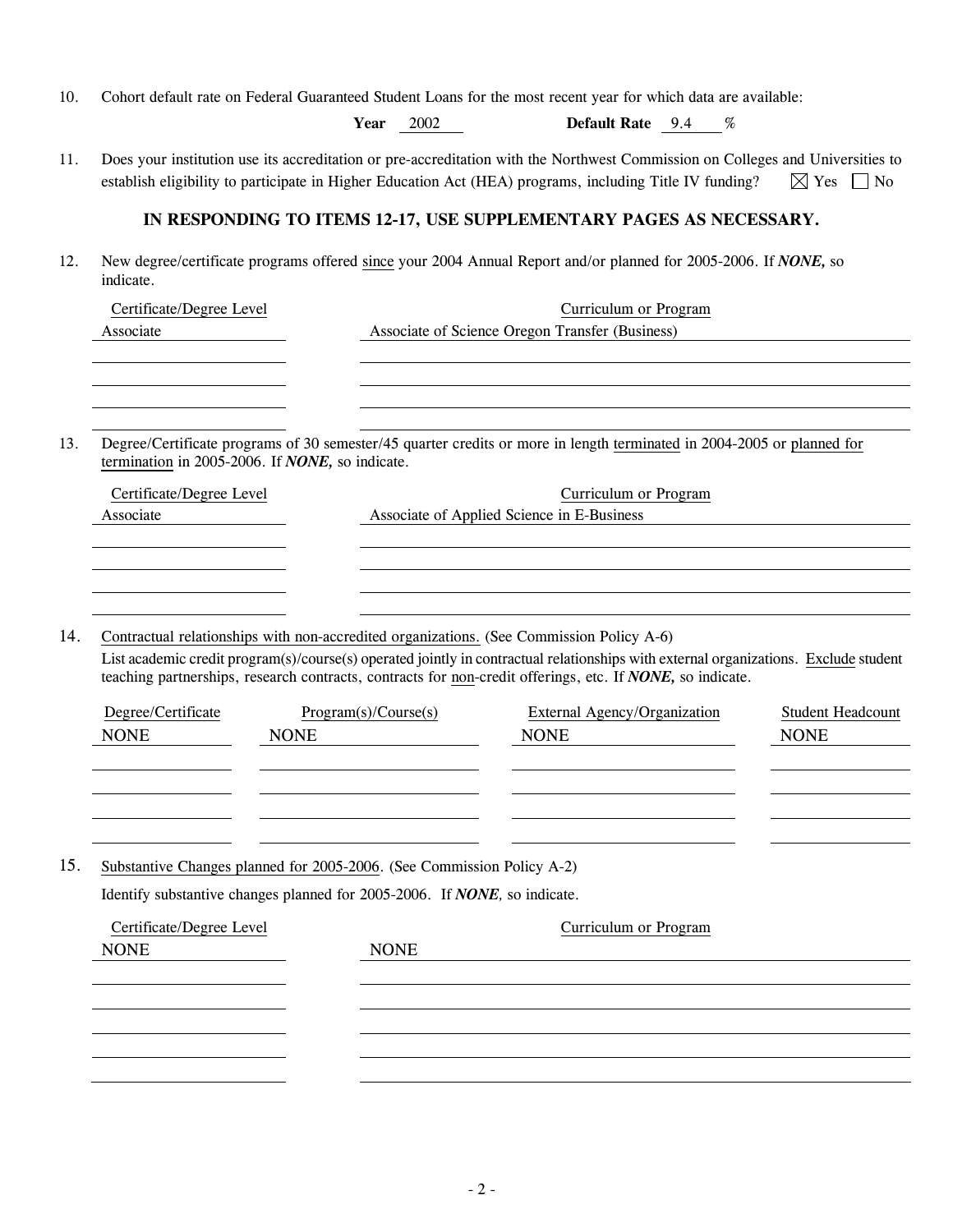10. Cohort default rate on Federal Guaranteed Student Loans for the most recent year for which data are available:

**Year** 2002 **Default Rate** 9.4 %

11. Does your institution use its accreditation or pre-accreditation with the Northwest Commission on Colleges and Universities to establish eligibility to participate in Higher Education Act (HEA) programs, including Title IV funding? ☒ Yes ☐ No

**IN RESPONDING TO ITEMS 12-17, USE SUPPLEMENTARY PAGES AS NECESSARY.**

12. New degree/certificate programs offered since your 2004 Annual Report and/or planned for 2005-2006. If ***NONE,*** so indicate.

| Certificate/Degree Level | Curriculum or Program |
|---|---|
| Associate | Associate of Science Oregon Transfer (Business) |

13. Degree/Certificate programs of 30 semester/45 quarter credits or more in length terminated in 2004-2005 or planned for termination in 2005-2006. If ***NONE,*** so indicate.

| Certificate/Degree Level | Curriculum or Program |
|---|---|
| Associate | Associate of Applied Science in E-Business |

14. Contractual relationships with non-accredited organizations. (See Commission Policy A-6)

List academic credit program(s)/course(s) operated jointly in contractual relationships with external organizations. Exclude student teaching partnerships, research contracts, contracts for non-credit offerings, etc. If ***NONE,*** so indicate.

| Degree/Certificate | Program(s)/Course(s) | External Agency/Organization | Student Headcount |
|---|---|---|---|
| NONE | NONE | NONE | NONE |

15. Substantive Changes planned for 2005-2006. (See Commission Policy A-2)

Identify substantive changes planned for 2005-2006. If ***NONE,*** so indicate.

| Certificate/Degree Level | Curriculum or Program |
|---|---|
| NONE | NONE |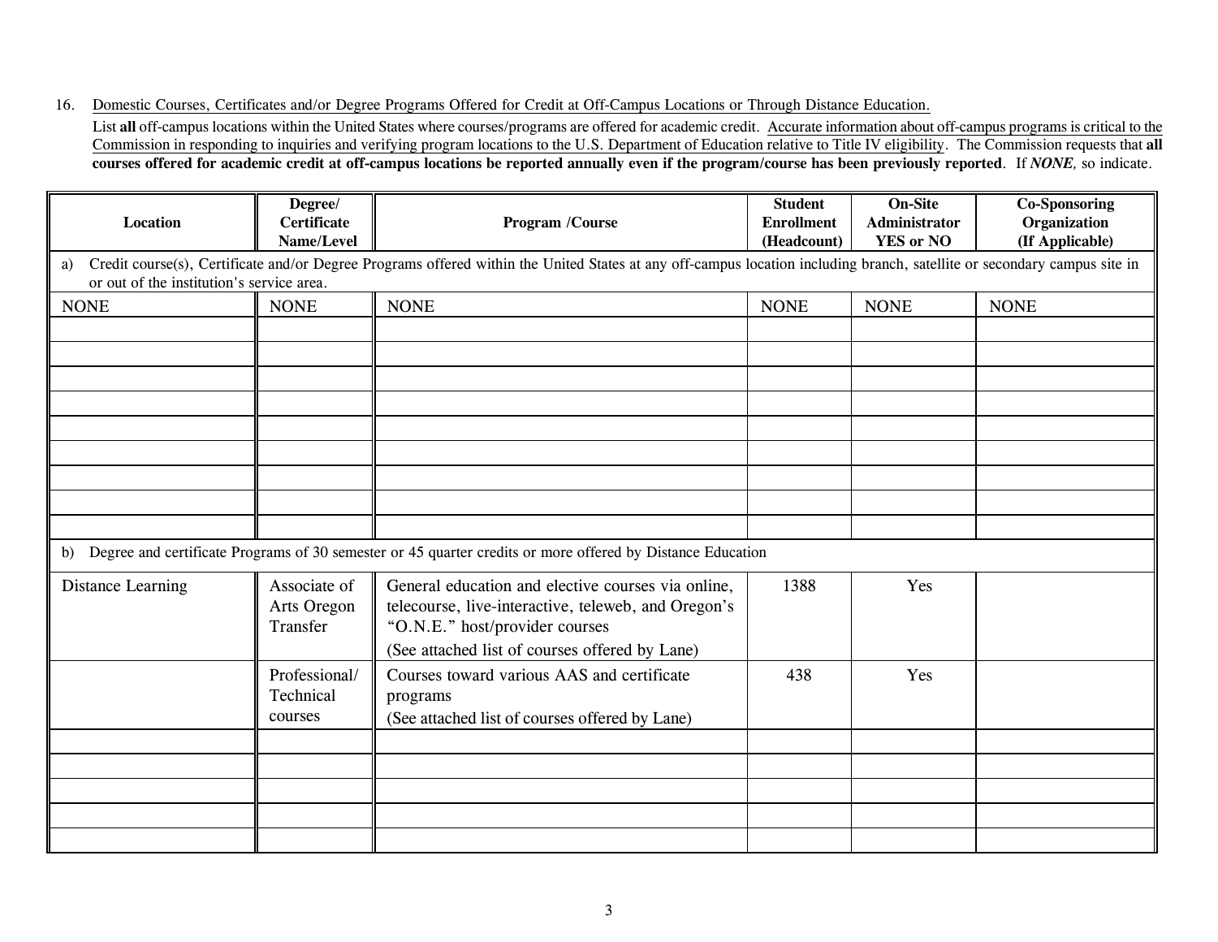16. Domestic Courses, Certificates and/or Degree Programs Offered for Credit at Off-Campus Locations or Through Distance Education.

List **all** off-campus locations within the United States where courses/programs are offered for academic credit. Accurate information about off-campus programs is critical to the Commission in responding to inquiries and verifying program locations to the U.S. Department of Education relative to Title IV eligibility. The Commission requests that **all courses offered for academic credit at off-campus locations be reported annually even if the program/course has been previously reported**. If ***NONE,*** so indicate.

| Location | Degree/ Certificate Name/Level | Program /Course | Student Enrollment (Headcount) | On-Site Administrator YES or NO | Co-Sponsoring Organization (If Applicable) |
|---|---|---|---|---|---|
| a) Credit course(s), Certificate and/or Degree Programs offered within the United States at any off-campus location including branch, satellite or secondary campus site in or out of the institution's service area. | | | | | |
| NONE | NONE | NONE | NONE | NONE | NONE |
| | | | | | |
| | | | | | |
| | | | | | |
| | | | | | |
| | | | | | |
| | | | | | |
| | | | | | |
| | | | | | |
| | | | | | |
| b) Degree and certificate Programs of 30 semester or 45 quarter credits or more offered by Distance Education | | | | | |
| Distance Learning | Associate of Arts Oregon Transfer | General education and elective courses via online, telecourse, live-interactive, teleweb, and Oregon's "O.N.E." host/provider courses (See attached list of courses offered by Lane) | 1388 | Yes | |
| | Professional/ Technical courses | Courses toward various AAS and certificate programs (See attached list of courses offered by Lane) | 438 | Yes | |
| | | | | | |
| | | | | | |
| | | | | | |
| | | | | | |
| | | | | | |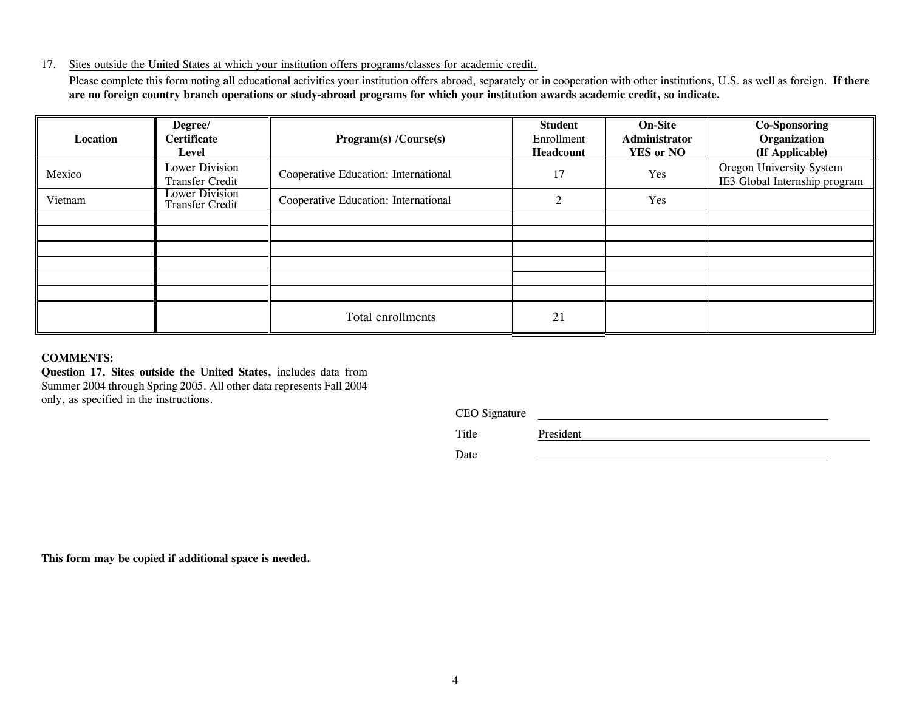17. Sites outside the United States at which your institution offers programs/classes for academic credit.

Please complete this form noting **all** educational activities your institution offers abroad, separately or in cooperation with other institutions, U.S. as well as foreign. **If there are no foreign country branch operations or study-abroad programs for which your institution awards academic credit, so indicate.**

| Location | Degree/ Certificate Level | Program(s) /Course(s) | Student Enrollment Headcount | On-Site Administrator YES or NO | Co-Sponsoring Organization (If Applicable) |
|---|---|---|---|---|---|
| Mexico | Lower Division Transfer Credit | Cooperative Education: International | 17 | Yes | Oregon University System IE3 Global Internship program |
| Vietnam | Lower Division Transfer Credit | Cooperative Education: International | 2 | Yes | |
| | | | | | |
| | | | | | |
| | | | | | |
| | | | | | |
| | | | | | |
| | | | | | |
| | | Total enrollments | 21 | | |

**COMMENTS:**
**Question 17, Sites outside the United States,** includes data from Summer 2004 through Spring 2005. All other data represents Fall 2004 only, as specified in the instructions.

CEO Signature ______________________

Title President

Date ______________________

**This form may be copied if additional space is needed.**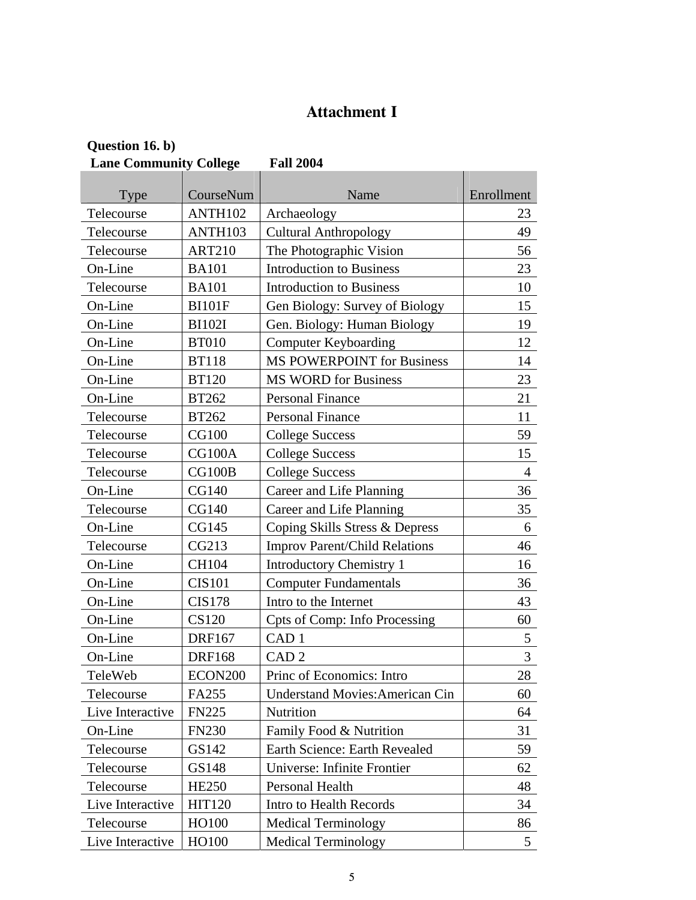# Attachment I

**Question 16. b)**

**Lane Community College Fall 2004**

| Type | CourseNum | Name | Enrollment |
|---|---|---|---|
| Telecourse | ANTH102 | Archaeology | 23 |
| Telecourse | ANTH103 | Cultural Anthropology | 49 |
| Telecourse | ART210 | The Photographic Vision | 56 |
| On-Line | BA101 | Introduction to Business | 23 |
| Telecourse | BA101 | Introduction to Business | 10 |
| On-Line | BI101F | Gen Biology: Survey of Biology | 15 |
| On-Line | BI102I | Gen. Biology: Human Biology | 19 |
| On-Line | BT010 | Computer Keyboarding | 12 |
| On-Line | BT118 | MS POWERPOINT for Business | 14 |
| On-Line | BT120 | MS WORD for Business | 23 |
| On-Line | BT262 | Personal Finance | 21 |
| Telecourse | BT262 | Personal Finance | 11 |
| Telecourse | CG100 | College Success | 59 |
| Telecourse | CG100A | College Success | 15 |
| Telecourse | CG100B | College Success | 4 |
| On-Line | CG140 | Career and Life Planning | 36 |
| Telecourse | CG140 | Career and Life Planning | 35 |
| On-Line | CG145 | Coping Skills Stress & Depress | 6 |
| Telecourse | CG213 | Improv Parent/Child Relations | 46 |
| On-Line | CH104 | Introductory Chemistry 1 | 16 |
| On-Line | CIS101 | Computer Fundamentals | 36 |
| On-Line | CIS178 | Intro to the Internet | 43 |
| On-Line | CS120 | Cpts of Comp: Info Processing | 60 |
| On-Line | DRF167 | CAD 1 | 5 |
| On-Line | DRF168 | CAD 2 | 3 |
| TeleWeb | ECON200 | Princ of Economics: Intro | 28 |
| Telecourse | FA255 | Understand Movies:American Cin | 60 |
| Live Interactive | FN225 | Nutrition | 64 |
| On-Line | FN230 | Family Food & Nutrition | 31 |
| Telecourse | GS142 | Earth Science: Earth Revealed | 59 |
| Telecourse | GS148 | Universe: Infinite Frontier | 62 |
| Telecourse | HE250 | Personal Health | 48 |
| Live Interactive | HIT120 | Intro to Health Records | 34 |
| Telecourse | HO100 | Medical Terminology | 86 |
| Live Interactive | HO100 | Medical Terminology | 5 |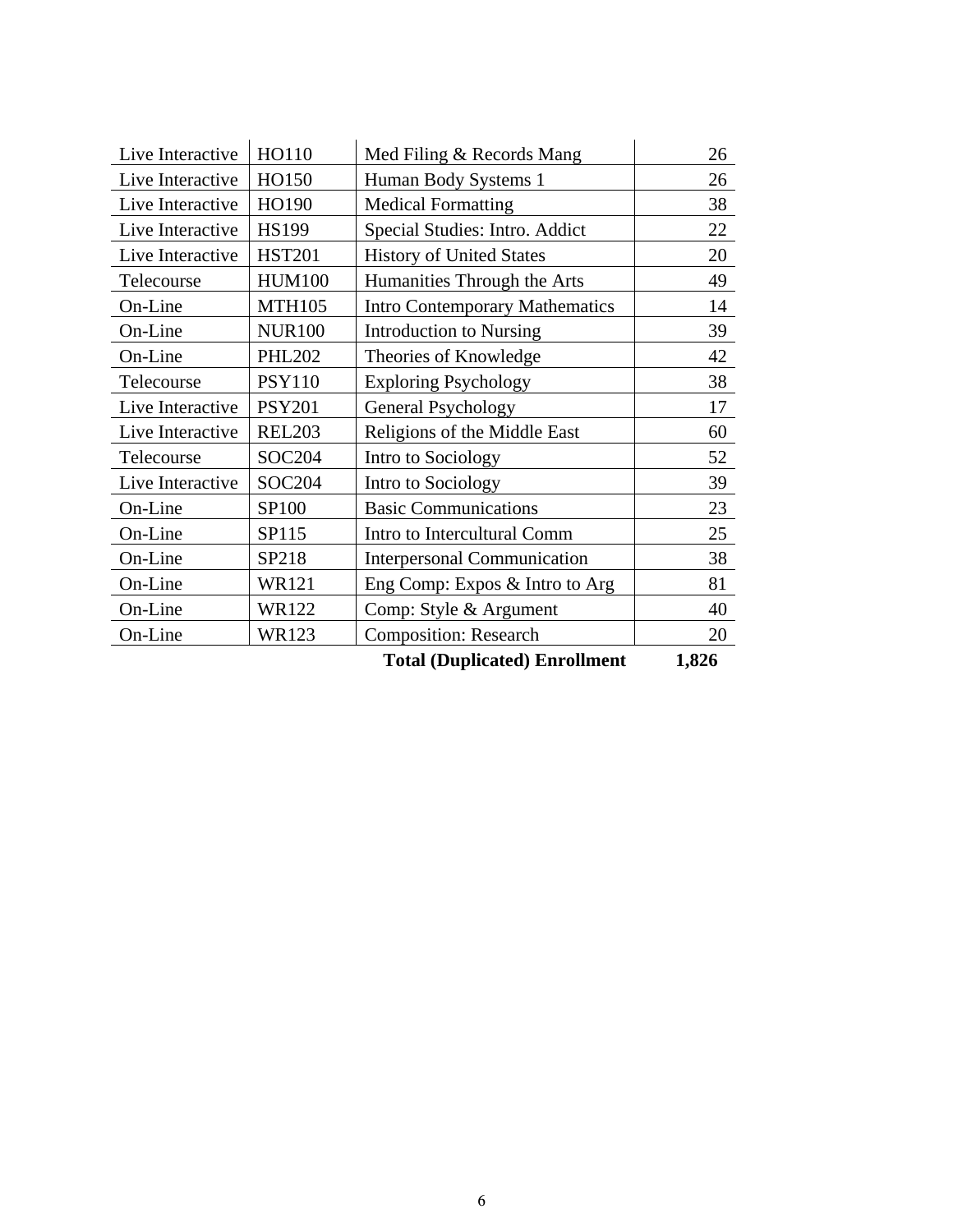| | | | |
|---|---|---|---|
| Live Interactive | HO110 | Med Filing & Records Mang | 26 |
| Live Interactive | HO150 | Human Body Systems 1 | 26 |
| Live Interactive | HO190 | Medical Formatting | 38 |
| Live Interactive | HS199 | Special Studies: Intro. Addict | 22 |
| Live Interactive | HST201 | History of United States | 20 |
| Telecourse | HUM100 | Humanities Through the Arts | 49 |
| On-Line | MTH105 | Intro Contemporary Mathematics | 14 |
| On-Line | NUR100 | Introduction to Nursing | 39 |
| On-Line | PHL202 | Theories of Knowledge | 42 |
| Telecourse | PSY110 | Exploring Psychology | 38 |
| Live Interactive | PSY201 | General Psychology | 17 |
| Live Interactive | REL203 | Religions of the Middle East | 60 |
| Telecourse | SOC204 | Intro to Sociology | 52 |
| Live Interactive | SOC204 | Intro to Sociology | 39 |
| On-Line | SP100 | Basic Communications | 23 |
| On-Line | SP115 | Intro to Intercultural Comm | 25 |
| On-Line | SP218 | Interpersonal Communication | 38 |
| On-Line | WR121 | Eng Comp: Expos & Intro to Arg | 81 |
| On-Line | WR122 | Comp: Style & Argument | 40 |
| On-Line | WR123 | Composition: Research | 20 |
| | | **Total (Duplicated) Enrollment** | **1,826** |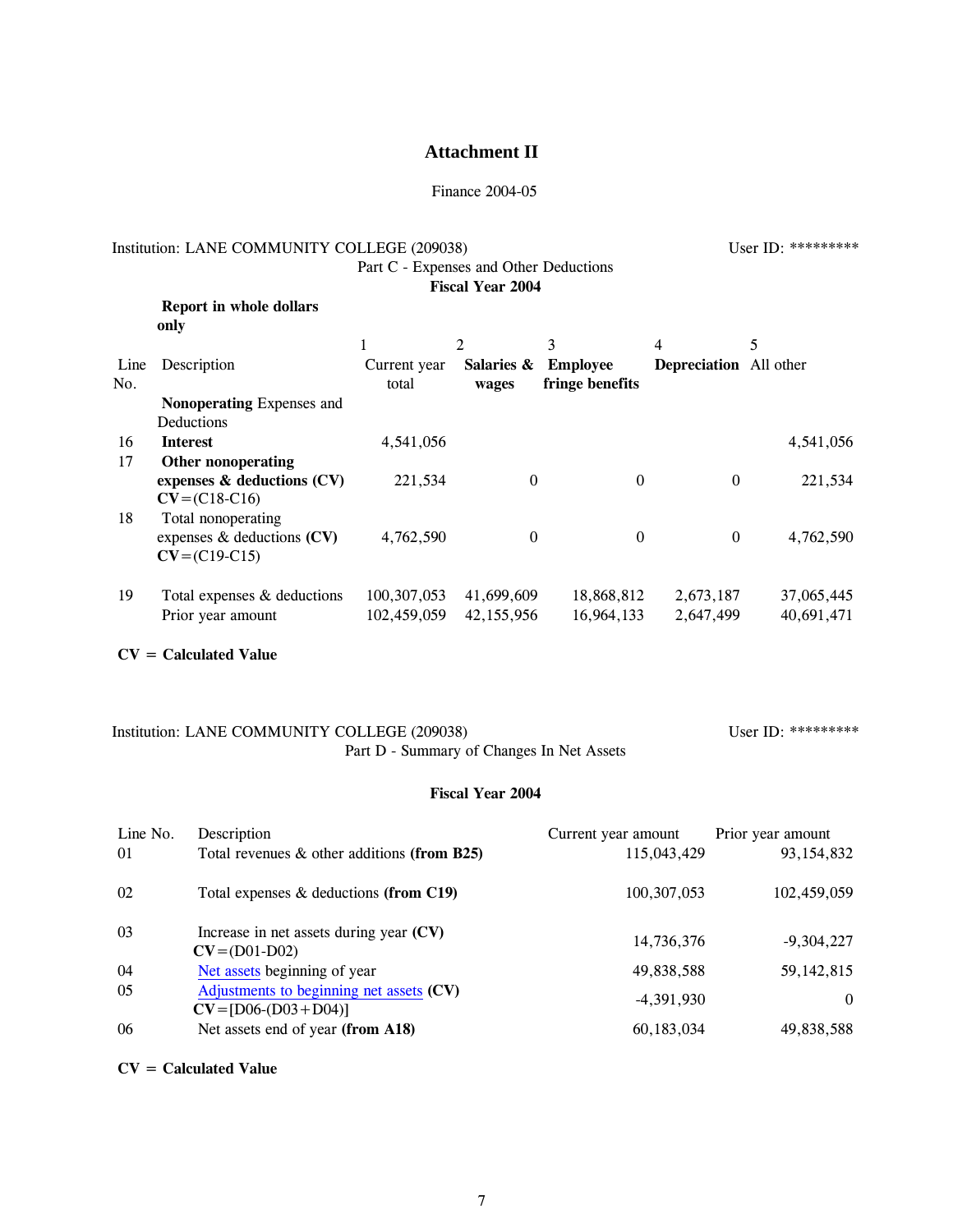# Attachment II

Finance 2004-05

Institution: LANE COMMUNITY COLLEGE (209038) User ID: *********

Part C - Expenses and Other Deductions

**Fiscal Year 2004**

**Report in whole dollars only**

| Line No. | Description | 1<br>Current year total | 2<br>**Salaries & wages** | 3<br>**Employee fringe benefits** | 4<br>**Depreciation** | 5<br>All other |
|---|---|---|---|---|---|---|
| | **Nonoperating** Expenses and Deductions | | | | | |
| 16 | **Interest** | 4,541,056 | | | | 4,541,056 |
| 17 | **Other nonoperating expenses & deductions (CV)** **CV**=(C18-C16) | 221,534 | 0 | 0 | 0 | 221,534 |
| 18 | Total nonoperating expenses & deductions **(CV)** **CV**=(C19-C15) | 4,762,590 | 0 | 0 | 0 | 4,762,590 |
| 19 | Total expenses & deductions | 100,307,053 | 41,699,609 | 18,868,812 | 2,673,187 | 37,065,445 |
| | Prior year amount | 102,459,059 | 42,155,956 | 16,964,133 | 2,647,499 | 40,691,471 |

**CV = Calculated Value**

Institution: LANE COMMUNITY COLLEGE (209038) User ID: *********

Part D - Summary of Changes In Net Assets

**Fiscal Year 2004**

| Line No. | Description | Current year amount | Prior year amount |
|---|---|---|---|
| 01 | Total revenues & other additions **(from B25)** | 115,043,429 | 93,154,832 |
| 02 | Total expenses & deductions **(from C19)** | 100,307,053 | 102,459,059 |
| 03 | Increase in net assets during year **(CV)** **CV**=(D01-D02) | 14,736,376 | -9,304,227 |
| 04 | Net assets beginning of year | 49,838,588 | 59,142,815 |
| 05 | Adjustments to beginning net assets **(CV)** **CV**=[D06-(D03+D04)] | -4,391,930 | 0 |
| 06 | Net assets end of year **(from A18)** | 60,183,034 | 49,838,588 |

**CV = Calculated Value**